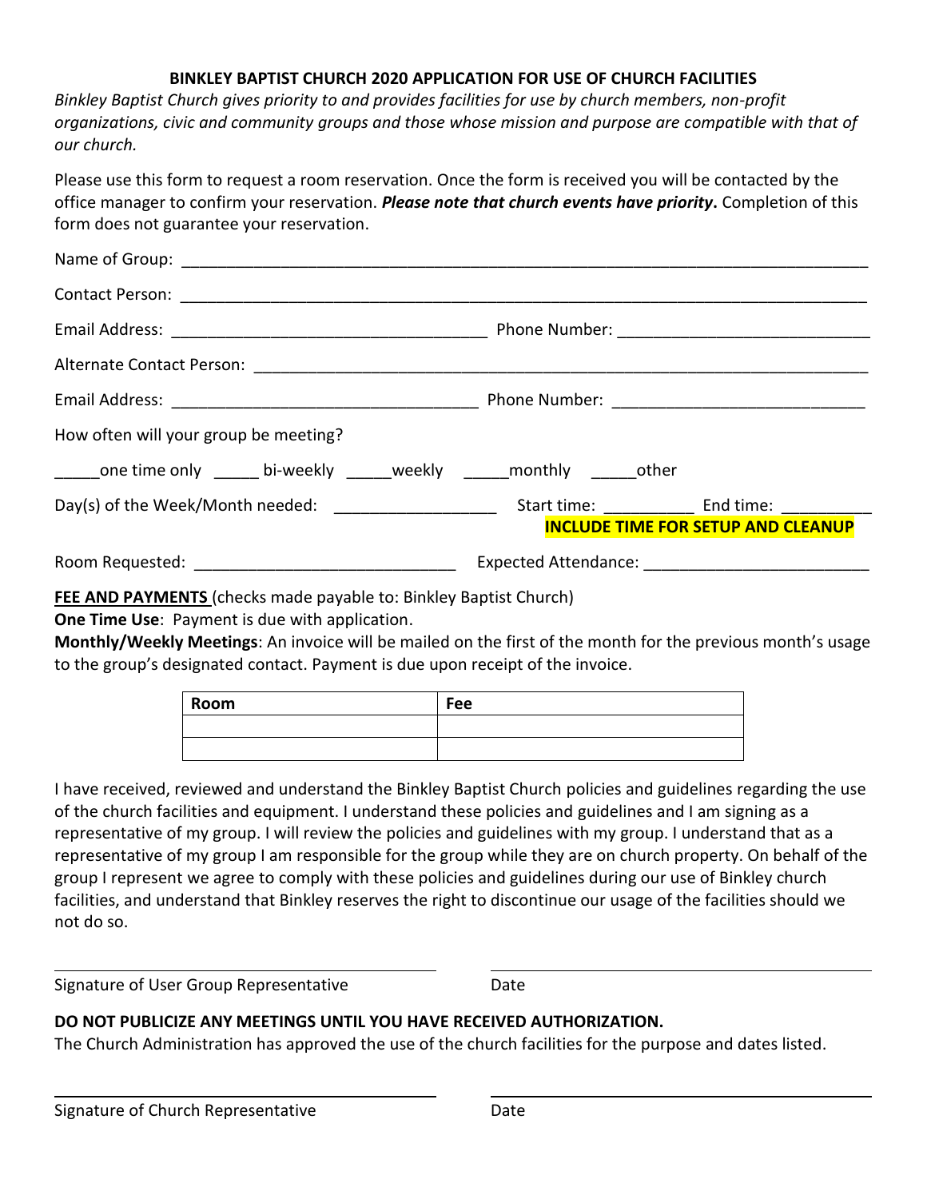# BINKLEY BAPTIST CHURCH 2020 APPLICATION FOR USE OF CHURCH FACILITIES

*Binkley Baptist Church gives priority to and provides facilities for use by church members, non-profit organizations, civic and community groups and those whose mission and purpose are compatible with that of our church.*

Please use this form to request a room reservation. Once the form is received you will be contacted by the office manager to confirm your reservation. ***Please note that church events have priority*.** Completion of this form does not guarantee your reservation.

Name of Group: ______________________________________________________________________________

Contact Person: ______________________________________________________________________________

Email Address: ___________________________________ Phone Number: ____________________________

Alternate Contact Person: ______________________________________________________________________

Email Address: ___________________________________ Phone Number: ____________________________

How often will your group be meeting?

_____one time only _____ bi-weekly _____weekly _____monthly _____other

Day(s) of the Week/Month needed: __________________ Start time: __________ End time: __________

**INCLUDE TIME FOR SETUP AND CLEANUP**

Room Requested: ____________________________ Expected Attendance: ________________________

**FEE AND PAYMENTS** (checks made payable to: Binkley Baptist Church)

**One Time Use**: Payment is due with application.

**Monthly/Weekly Meetings**: An invoice will be mailed on the first of the month for the previous month's usage to the group's designated contact. Payment is due upon receipt of the invoice.

| Room | Fee |
|---|---|
| | |
| | |

I have received, reviewed and understand the Binkley Baptist Church policies and guidelines regarding the use of the church facilities and equipment. I understand these policies and guidelines and I am signing as a representative of my group. I will review the policies and guidelines with my group. I understand that as a representative of my group I am responsible for the group while they are on church property. On behalf of the group I represent we agree to comply with these policies and guidelines during our use of Binkley church facilities, and understand that Binkley reserves the right to discontinue our usage of the facilities should we not do so.

______________________________ ______________________________

Signature of User Group Representative Date

**DO NOT PUBLICIZE ANY MEETINGS UNTIL YOU HAVE RECEIVED AUTHORIZATION.**

The Church Administration has approved the use of the church facilities for the purpose and dates listed.

______________________________ ______________________________

Signature of Church Representative Date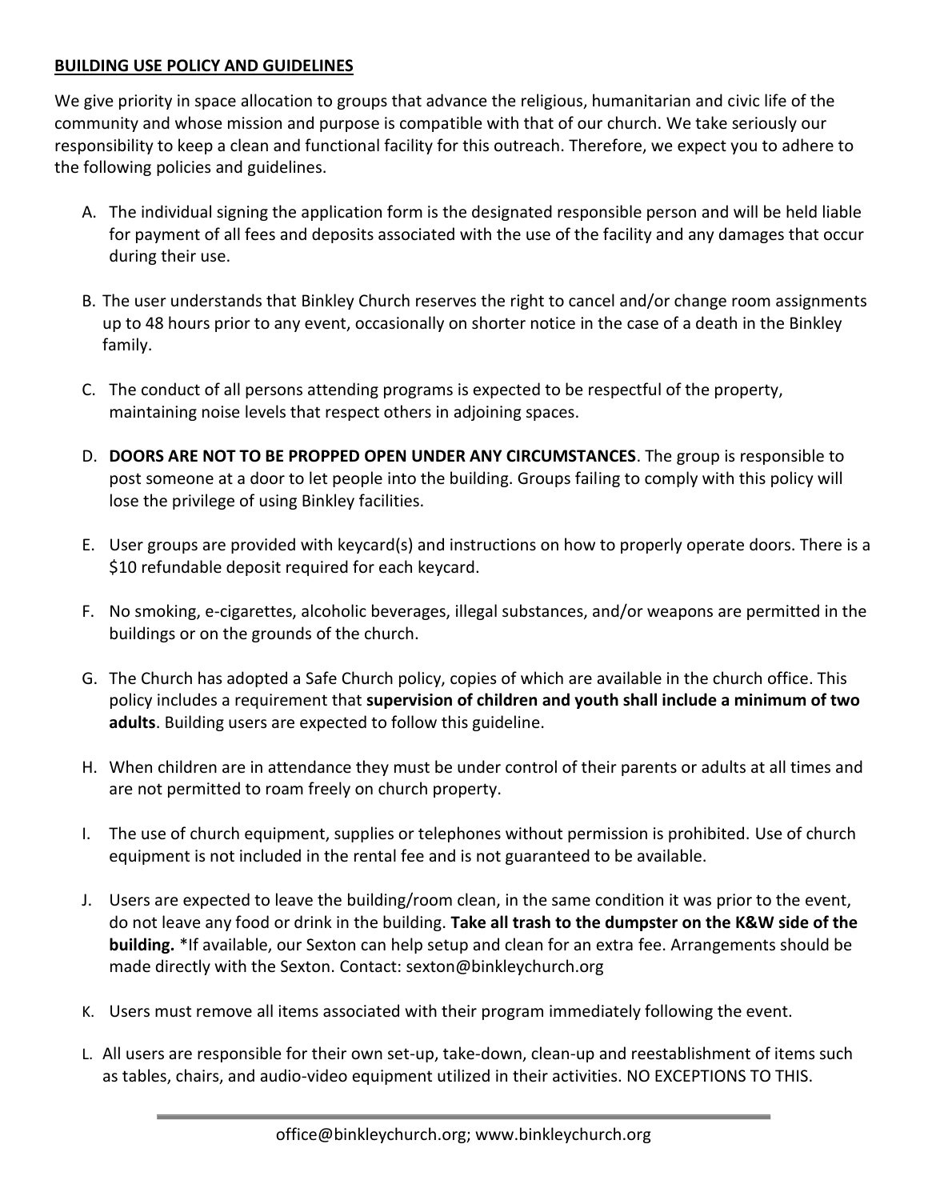**BUILDING USE POLICY AND GUIDELINES**

We give priority in space allocation to groups that advance the religious, humanitarian and civic life of the community and whose mission and purpose is compatible with that of our church. We take seriously our responsibility to keep a clean and functional facility for this outreach. Therefore, we expect you to adhere to the following policies and guidelines.

A. The individual signing the application form is the designated responsible person and will be held liable for payment of all fees and deposits associated with the use of the facility and any damages that occur during their use.

B. The user understands that Binkley Church reserves the right to cancel and/or change room assignments up to 48 hours prior to any event, occasionally on shorter notice in the case of a death in the Binkley family.

C. The conduct of all persons attending programs is expected to be respectful of the property, maintaining noise levels that respect others in adjoining spaces.

D. **DOORS ARE NOT TO BE PROPPED OPEN UNDER ANY CIRCUMSTANCES**. The group is responsible to post someone at a door to let people into the building. Groups failing to comply with this policy will lose the privilege of using Binkley facilities.

E. User groups are provided with keycard(s) and instructions on how to properly operate doors. There is a $10 refundable deposit required for each keycard.

F. No smoking, e-cigarettes, alcoholic beverages, illegal substances, and/or weapons are permitted in the buildings or on the grounds of the church.

G. The Church has adopted a Safe Church policy, copies of which are available in the church office. This policy includes a requirement that **supervision of children and youth shall include a minimum of two adults**. Building users are expected to follow this guideline.

H. When children are in attendance they must be under control of their parents or adults at all times and are not permitted to roam freely on church property.

I. The use of church equipment, supplies or telephones without permission is prohibited. Use of church equipment is not included in the rental fee and is not guaranteed to be available.

J. Users are expected to leave the building/room clean, in the same condition it was prior to the event, do not leave any food or drink in the building. **Take all trash to the dumpster on the K&W side of the building.** *If available, our Sexton can help setup and clean for an extra fee. Arrangements should be made directly with the Sexton. Contact: sexton@binkleychurch.org

K. Users must remove all items associated with their program immediately following the event.

L. All users are responsible for their own set-up, take-down, clean-up and reestablishment of items such as tables, chairs, and audio-video equipment utilized in their activities. NO EXCEPTIONS TO THIS.

office@binkleychurch.org; www.binkleychurch.org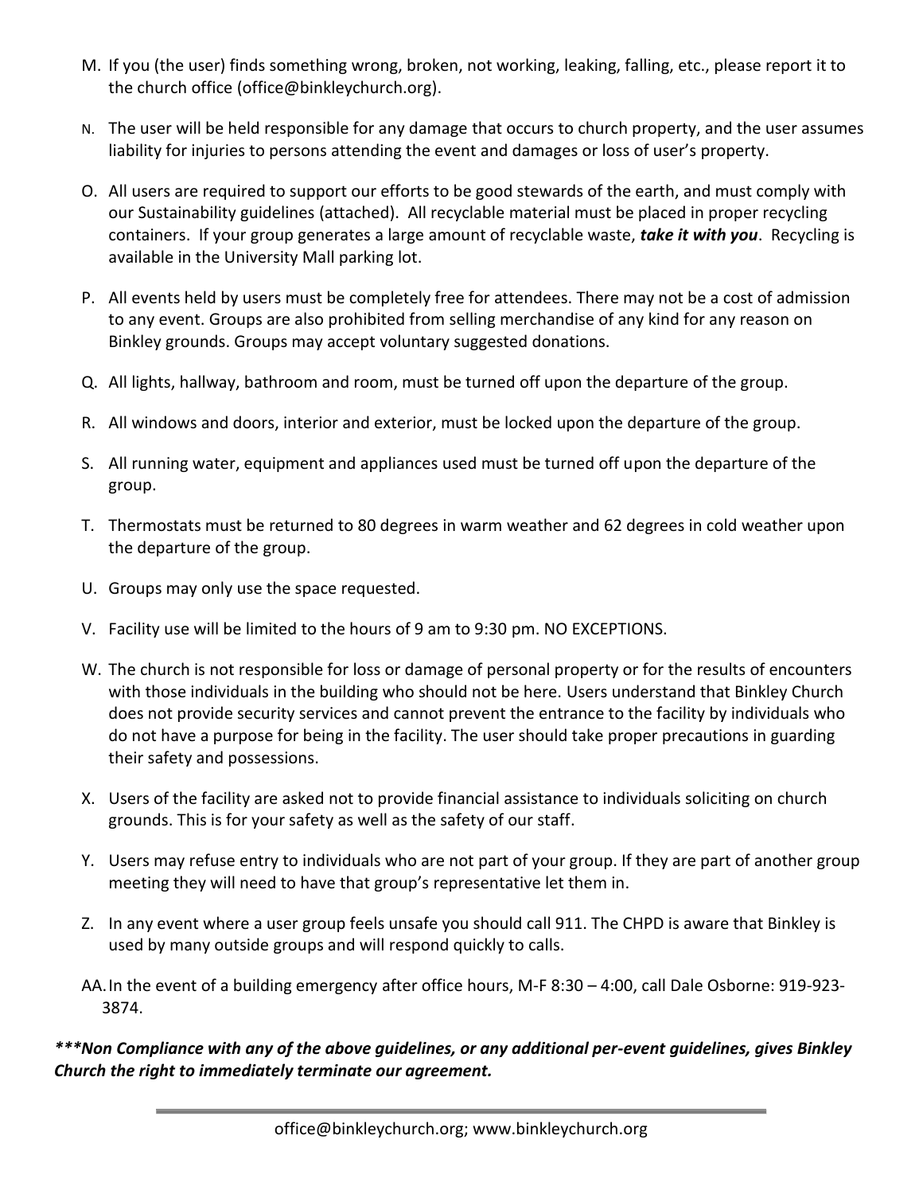M. If you (the user) finds something wrong, broken, not working, leaking, falling, etc., please report it to the church office (office@binkleychurch.org).

N. The user will be held responsible for any damage that occurs to church property, and the user assumes liability for injuries to persons attending the event and damages or loss of user's property.

O. All users are required to support our efforts to be good stewards of the earth, and must comply with our Sustainability guidelines (attached). All recyclable material must be placed in proper recycling containers. If your group generates a large amount of recyclable waste, ***take it with you***. Recycling is available in the University Mall parking lot.

P. All events held by users must be completely free for attendees. There may not be a cost of admission to any event. Groups are also prohibited from selling merchandise of any kind for any reason on Binkley grounds. Groups may accept voluntary suggested donations.

Q. All lights, hallway, bathroom and room, must be turned off upon the departure of the group.

R. All windows and doors, interior and exterior, must be locked upon the departure of the group.

S. All running water, equipment and appliances used must be turned off upon the departure of the group.

T. Thermostats must be returned to 80 degrees in warm weather and 62 degrees in cold weather upon the departure of the group.

U. Groups may only use the space requested.

V. Facility use will be limited to the hours of 9 am to 9:30 pm. NO EXCEPTIONS.

W. The church is not responsible for loss or damage of personal property or for the results of encounters with those individuals in the building who should not be here. Users understand that Binkley Church does not provide security services and cannot prevent the entrance to the facility by individuals who do not have a purpose for being in the facility. The user should take proper precautions in guarding their safety and possessions.

X. Users of the facility are asked not to provide financial assistance to individuals soliciting on church grounds. This is for your safety as well as the safety of our staff.

Y. Users may refuse entry to individuals who are not part of your group. If they are part of another group meeting they will need to have that group's representative let them in.

Z. In any event where a user group feels unsafe you should call 911. The CHPD is aware that Binkley is used by many outside groups and will respond quickly to calls.

AA. In the event of a building emergency after office hours, M-F 8:30 – 4:00, call Dale Osborne: 919-923-3874.

***\*\*\*Non Compliance with any of the above guidelines, or any additional per-event guidelines, gives Binkley Church the right to immediately terminate our agreement.***

office@binkleychurch.org; www.binkleychurch.org